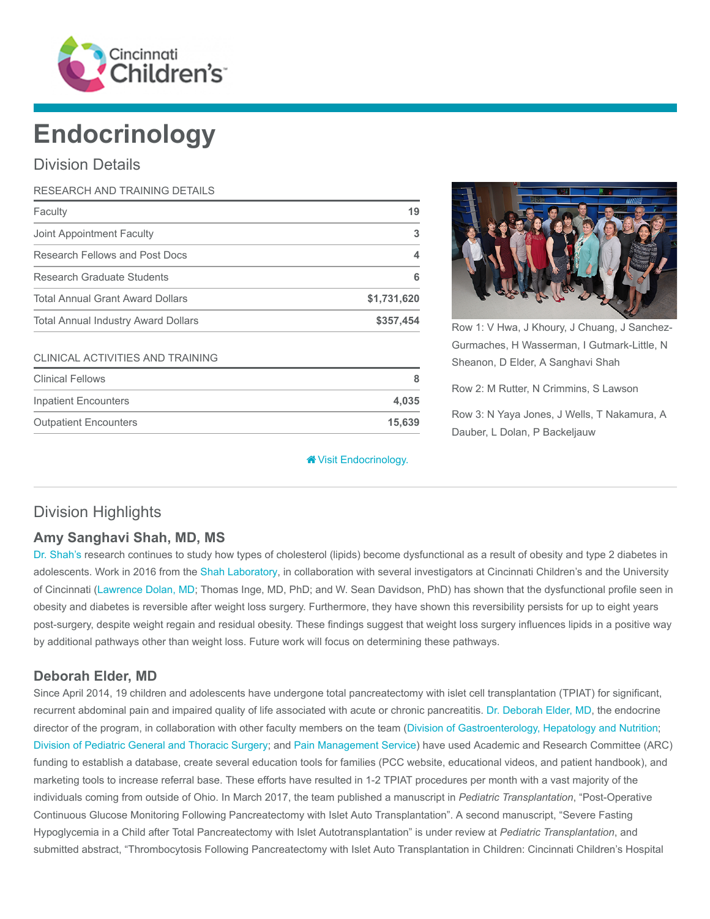# Endocrinology

## Division Details

| RESEARCH AND TRAINING DETAILS | |
|---|---|
| Faculty | 19 |
| Joint Appointment Faculty | 3 |
| Research Fellows and Post Docs | 4 |
| Research Graduate Students | 6 |
| Total Annual Grant Award Dollars | $1,731,620 |
| Total Annual Industry Award Dollars | $357,454 |

| CLINICAL ACTIVITIES AND TRAINING | |
|---|---|
| Clinical Fellows | 8 |
| Inpatient Encounters | 4,035 |
| Outpatient Encounters | 15,639 |

Visit Endocrinology.

Row 1: V Hwa, J Khoury, J Chuang, J Sanchez-Gurmaches, H Wasserman, I Gutmark-Little, N Sheanon, D Elder, A Sanghavi Shah

Row 2: M Rutter, N Crimmins, S Lawson

Row 3: N Yaya Jones, J Wells, T Nakamura, A Dauber, L Dolan, P Backeljauw

## Division Highlights

### Amy Sanghavi Shah, MD, MS

Dr. Shah's research continues to study how types of cholesterol (lipids) become dysfunctional as a result of obesity and type 2 diabetes in adolescents. Work in 2016 from the Shah Laboratory, in collaboration with several investigators at Cincinnati Children's and the University of Cincinnati (Lawrence Dolan, MD; Thomas Inge, MD, PhD; and W. Sean Davidson, PhD) has shown that the dysfunctional profile seen in obesity and diabetes is reversible after weight loss surgery. Furthermore, they have shown this reversibility persists for up to eight years post-surgery, despite weight regain and residual obesity. These findings suggest that weight loss surgery influences lipids in a positive way by additional pathways other than weight loss. Future work will focus on determining these pathways.

### Deborah Elder, MD

Since April 2014, 19 children and adolescents have undergone total pancreatectomy with islet cell transplantation (TPIAT) for significant, recurrent abdominal pain and impaired quality of life associated with acute or chronic pancreatitis. Dr. Deborah Elder, MD, the endocrine director of the program, in collaboration with other faculty members on the team (Division of Gastroenterology, Hepatology and Nutrition; Division of Pediatric General and Thoracic Surgery; and Pain Management Service) have used Academic and Research Committee (ARC) funding to establish a database, create several education tools for families (PCC website, educational videos, and patient handbook), and marketing tools to increase referral base. These efforts have resulted in 1-2 TPIAT procedures per month with a vast majority of the individuals coming from outside of Ohio. In March 2017, the team published a manuscript in *Pediatric Transplantation*, "Post-Operative Continuous Glucose Monitoring Following Pancreatectomy with Islet Auto Transplantation". A second manuscript, "Severe Fasting Hypoglycemia in a Child after Total Pancreatectomy with Islet Autotransplantation" is under review at *Pediatric Transplantation*, and submitted abstract, "Thrombocytosis Following Pancreatectomy with Islet Auto Transplantation in Children: Cincinnati Children's Hospital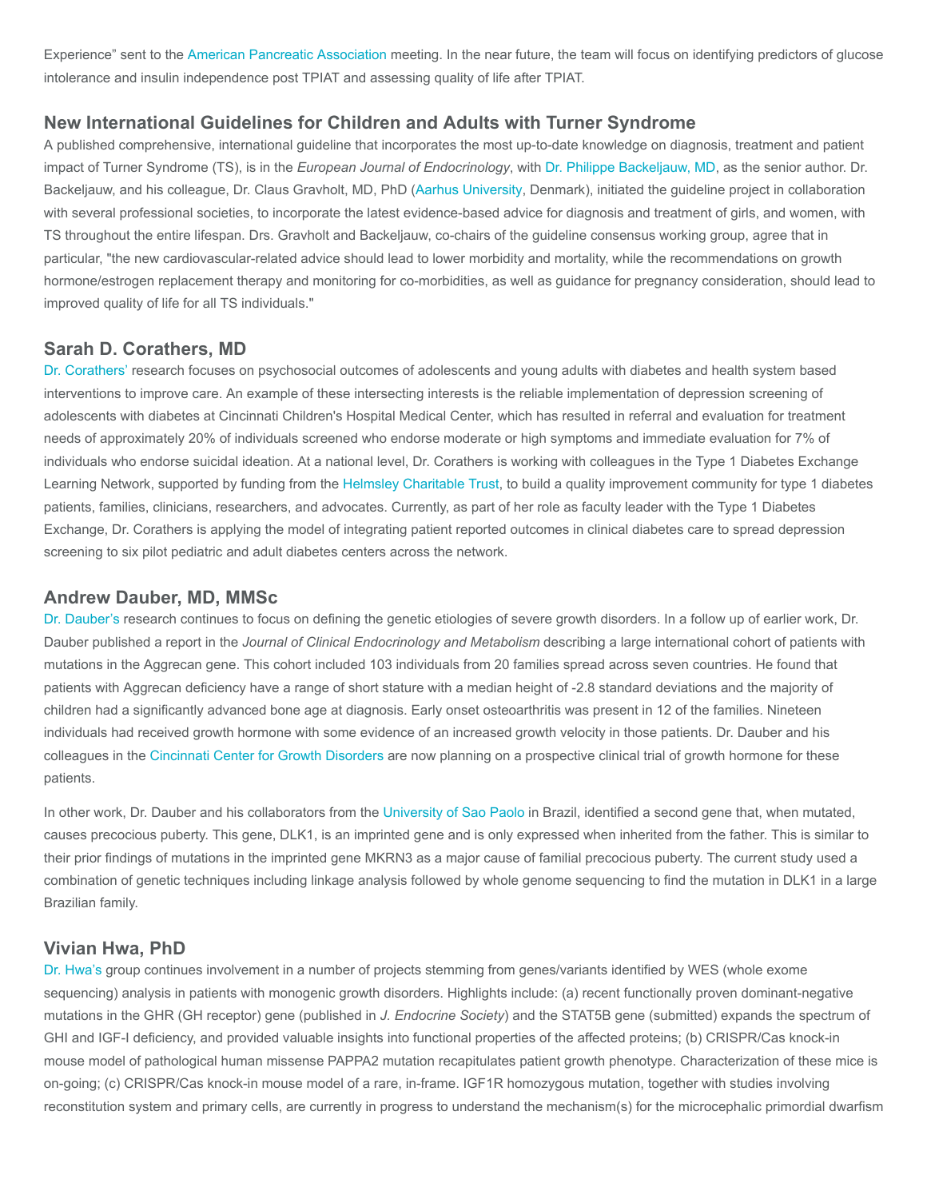Experience" sent to the American Pancreatic Association meeting. In the near future, the team will focus on identifying predictors of glucose intolerance and insulin independence post TPIAT and assessing quality of life after TPIAT.

## New International Guidelines for Children and Adults with Turner Syndrome

A published comprehensive, international guideline that incorporates the most up-to-date knowledge on diagnosis, treatment and patient impact of Turner Syndrome (TS), is in the *European Journal of Endocrinology*, with Dr. Philippe Backeljauw, MD, as the senior author. Dr. Backeljauw, and his colleague, Dr. Claus Gravholt, MD, PhD (Aarhus University, Denmark), initiated the guideline project in collaboration with several professional societies, to incorporate the latest evidence-based advice for diagnosis and treatment of girls, and women, with TS throughout the entire lifespan. Drs. Gravholt and Backeljauw, co-chairs of the guideline consensus working group, agree that in particular, "the new cardiovascular-related advice should lead to lower morbidity and mortality, while the recommendations on growth hormone/estrogen replacement therapy and monitoring for co-morbidities, as well as guidance for pregnancy consideration, should lead to improved quality of life for all TS individuals."

## Sarah D. Corathers, MD

Dr. Corathers' research focuses on psychosocial outcomes of adolescents and young adults with diabetes and health system based interventions to improve care. An example of these intersecting interests is the reliable implementation of depression screening of adolescents with diabetes at Cincinnati Children's Hospital Medical Center, which has resulted in referral and evaluation for treatment needs of approximately 20% of individuals screened who endorse moderate or high symptoms and immediate evaluation for 7% of individuals who endorse suicidal ideation. At a national level, Dr. Corathers is working with colleagues in the Type 1 Diabetes Exchange Learning Network, supported by funding from the Helmsley Charitable Trust, to build a quality improvement community for type 1 diabetes patients, families, clinicians, researchers, and advocates. Currently, as part of her role as faculty leader with the Type 1 Diabetes Exchange, Dr. Corathers is applying the model of integrating patient reported outcomes in clinical diabetes care to spread depression screening to six pilot pediatric and adult diabetes centers across the network.

## Andrew Dauber, MD, MMSc

Dr. Dauber's research continues to focus on defining the genetic etiologies of severe growth disorders. In a follow up of earlier work, Dr. Dauber published a report in the *Journal of Clinical Endocrinology and Metabolism* describing a large international cohort of patients with mutations in the Aggrecan gene. This cohort included 103 individuals from 20 families spread across seven countries. He found that patients with Aggrecan deficiency have a range of short stature with a median height of -2.8 standard deviations and the majority of children had a significantly advanced bone age at diagnosis. Early onset osteoarthritis was present in 12 of the families. Nineteen individuals had received growth hormone with some evidence of an increased growth velocity in those patients. Dr. Dauber and his colleagues in the Cincinnati Center for Growth Disorders are now planning on a prospective clinical trial of growth hormone for these patients.

In other work, Dr. Dauber and his collaborators from the University of Sao Paolo in Brazil, identified a second gene that, when mutated, causes precocious puberty. This gene, DLK1, is an imprinted gene and is only expressed when inherited from the father. This is similar to their prior findings of mutations in the imprinted gene MKRN3 as a major cause of familial precocious puberty. The current study used a combination of genetic techniques including linkage analysis followed by whole genome sequencing to find the mutation in DLK1 in a large Brazilian family.

## Vivian Hwa, PhD

Dr. Hwa's group continues involvement in a number of projects stemming from genes/variants identified by WES (whole exome sequencing) analysis in patients with monogenic growth disorders. Highlights include: (a) recent functionally proven dominant-negative mutations in the GHR (GH receptor) gene (published in *J. Endocrine Society*) and the STAT5B gene (submitted) expands the spectrum of GHI and IGF-I deficiency, and provided valuable insights into functional properties of the affected proteins; (b) CRISPR/Cas knock-in mouse model of pathological human missense PAPPA2 mutation recapitulates patient growth phenotype. Characterization of these mice is on-going; (c) CRISPR/Cas knock-in mouse model of a rare, in-frame. IGF1R homozygous mutation, together with studies involving reconstitution system and primary cells, are currently in progress to understand the mechanism(s) for the microcephalic primordial dwarfism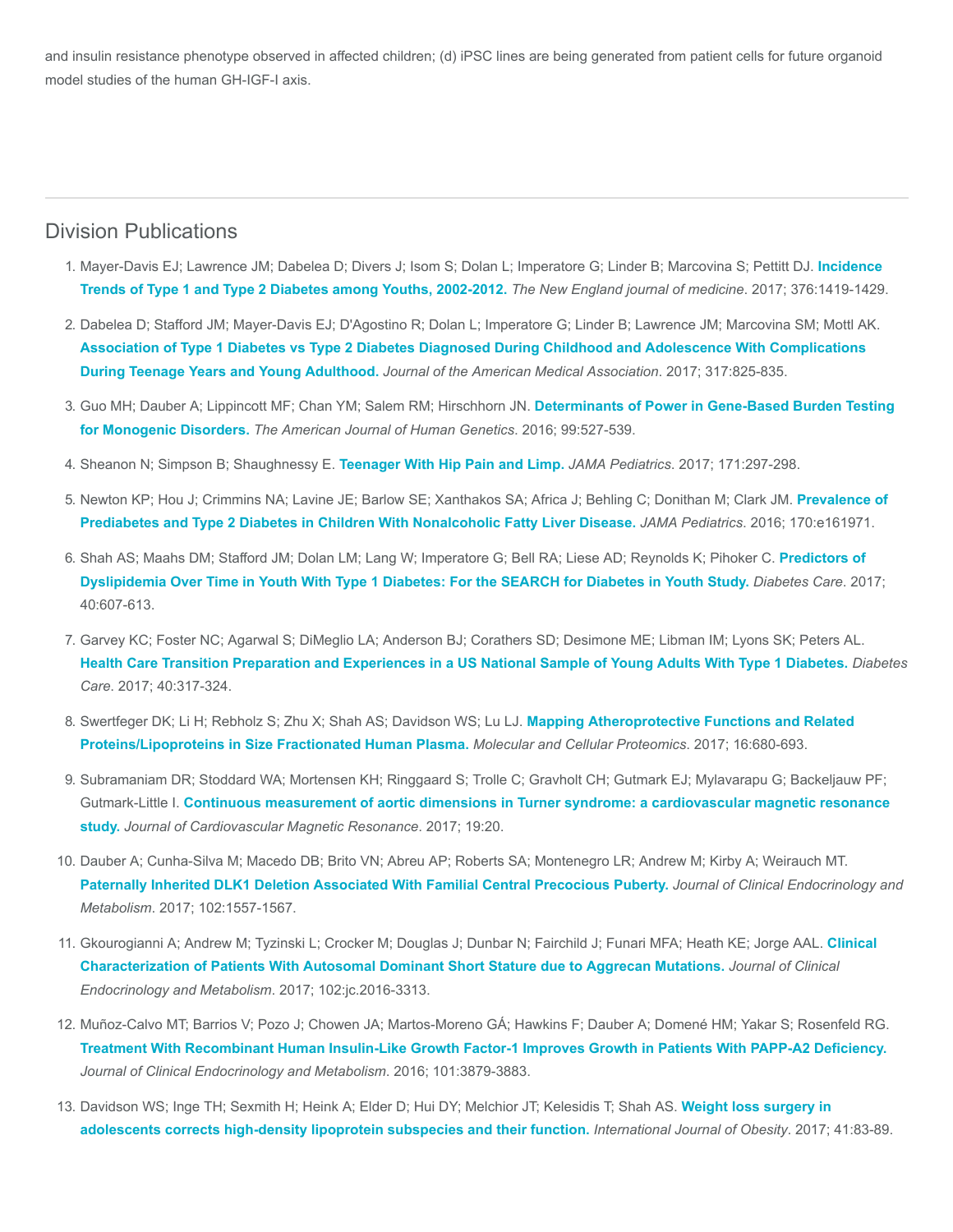and insulin resistance phenotype observed in affected children; (d) iPSC lines are being generated from patient cells for future organoid model studies of the human GH-IGF-I axis.

---

## Division Publications

1. Mayer-Davis EJ; Lawrence JM; Dabelea D; Divers J; Isom S; Dolan L; Imperatore G; Linder B; Marcovina S; Pettitt DJ. **Incidence Trends of Type 1 and Type 2 Diabetes among Youths, 2002-2012.** *The New England journal of medicine*. 2017; 376:1419-1429.

2. Dabelea D; Stafford JM; Mayer-Davis EJ; D'Agostino R; Dolan L; Imperatore G; Linder B; Lawrence JM; Marcovina SM; Mottl AK. **Association of Type 1 Diabetes vs Type 2 Diabetes Diagnosed During Childhood and Adolescence With Complications During Teenage Years and Young Adulthood.** *Journal of the American Medical Association*. 2017; 317:825-835.

3. Guo MH; Dauber A; Lippincott MF; Chan YM; Salem RM; Hirschhorn JN. **Determinants of Power in Gene-Based Burden Testing for Monogenic Disorders.** *The American Journal of Human Genetics*. 2016; 99:527-539.

4. Sheanon N; Simpson B; Shaughnessy E. **Teenager With Hip Pain and Limp.** *JAMA Pediatrics*. 2017; 171:297-298.

5. Newton KP; Hou J; Crimmins NA; Lavine JE; Barlow SE; Xanthakos SA; Africa J; Behling C; Donithan M; Clark JM. **Prevalence of Prediabetes and Type 2 Diabetes in Children With Nonalcoholic Fatty Liver Disease.** *JAMA Pediatrics*. 2016; 170:e161971.

6. Shah AS; Maahs DM; Stafford JM; Dolan LM; Lang W; Imperatore G; Bell RA; Liese AD; Reynolds K; Pihoker C. **Predictors of Dyslipidemia Over Time in Youth With Type 1 Diabetes: For the SEARCH for Diabetes in Youth Study.** *Diabetes Care*. 2017; 40:607-613.

7. Garvey KC; Foster NC; Agarwal S; DiMeglio LA; Anderson BJ; Corathers SD; Desimone ME; Libman IM; Lyons SK; Peters AL. **Health Care Transition Preparation and Experiences in a US National Sample of Young Adults With Type 1 Diabetes.** *Diabetes Care*. 2017; 40:317-324.

8. Swertfeger DK; Li H; Rebholz S; Zhu X; Shah AS; Davidson WS; Lu LJ. **Mapping Atheroprotective Functions and Related Proteins/Lipoproteins in Size Fractionated Human Plasma.** *Molecular and Cellular Proteomics*. 2017; 16:680-693.

9. Subramaniam DR; Stoddard WA; Mortensen KH; Ringgaard S; Trolle C; Gravholt CH; Gutmark EJ; Mylavarapu G; Backeljauw PF; Gutmark-Little I. **Continuous measurement of aortic dimensions in Turner syndrome: a cardiovascular magnetic resonance study.** *Journal of Cardiovascular Magnetic Resonance*. 2017; 19:20.

10. Dauber A; Cunha-Silva M; Macedo DB; Brito VN; Abreu AP; Roberts SA; Montenegro LR; Andrew M; Kirby A; Weirauch MT. **Paternally Inherited DLK1 Deletion Associated With Familial Central Precocious Puberty.** *Journal of Clinical Endocrinology and Metabolism*. 2017; 102:1557-1567.

11. Gkourogianni A; Andrew M; Tyzinski L; Crocker M; Douglas J; Dunbar N; Fairchild J; Funari MFA; Heath KE; Jorge AAL. **Clinical Characterization of Patients With Autosomal Dominant Short Stature due to Aggrecan Mutations.** *Journal of Clinical Endocrinology and Metabolism*. 2017; 102:jc.2016-3313.

12. Muñoz-Calvo MT; Barrios V; Pozo J; Chowen JA; Martos-Moreno GÁ; Hawkins F; Dauber A; Domené HM; Yakar S; Rosenfeld RG. **Treatment With Recombinant Human Insulin-Like Growth Factor-1 Improves Growth in Patients With PAPP-A2 Deficiency.** *Journal of Clinical Endocrinology and Metabolism*. 2016; 101:3879-3883.

13. Davidson WS; Inge TH; Sexmith H; Heink A; Elder D; Hui DY; Melchior JT; Kelesidis T; Shah AS. **Weight loss surgery in adolescents corrects high-density lipoprotein subspecies and their function.** *International Journal of Obesity*. 2017; 41:83-89.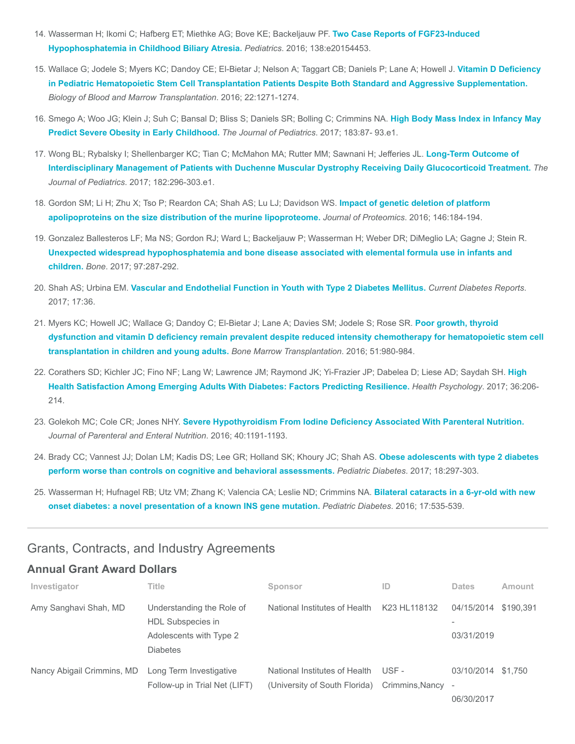14. Wasserman H; Ikomi C; Hafberg ET; Miethke AG; Bove KE; Backeljauw PF. **Two Case Reports of FGF23-Induced Hypophosphatemia in Childhood Biliary Atresia.** *Pediatrics*. 2016; 138:e20154453.

15. Wallace G; Jodele S; Myers KC; Dandoy CE; El-Bietar J; Nelson A; Taggart CB; Daniels P; Lane A; Howell J. **Vitamin D Deficiency in Pediatric Hematopoietic Stem Cell Transplantation Patients Despite Both Standard and Aggressive Supplementation.** *Biology of Blood and Marrow Transplantation*. 2016; 22:1271-1274.

16. Smego A; Woo JG; Klein J; Suh C; Bansal D; Bliss S; Daniels SR; Bolling C; Crimmins NA. **High Body Mass Index in Infancy May Predict Severe Obesity in Early Childhood.** *The Journal of Pediatrics*. 2017; 183:87- 93.e1.

17. Wong BL; Rybalsky I; Shellenbarger KC; Tian C; McMahon MA; Rutter MM; Sawnani H; Jefferies JL. **Long-Term Outcome of Interdisciplinary Management of Patients with Duchenne Muscular Dystrophy Receiving Daily Glucocorticoid Treatment.** *The Journal of Pediatrics*. 2017; 182:296-303.e1.

18. Gordon SM; Li H; Zhu X; Tso P; Reardon CA; Shah AS; Lu LJ; Davidson WS. **Impact of genetic deletion of platform apolipoproteins on the size distribution of the murine lipoproteome.** *Journal of Proteomics*. 2016; 146:184-194.

19. Gonzalez Ballesteros LF; Ma NS; Gordon RJ; Ward L; Backeljauw P; Wasserman H; Weber DR; DiMeglio LA; Gagne J; Stein R. **Unexpected widespread hypophosphatemia and bone disease associated with elemental formula use in infants and children.** *Bone*. 2017; 97:287-292.

20. Shah AS; Urbina EM. **Vascular and Endothelial Function in Youth with Type 2 Diabetes Mellitus.** *Current Diabetes Reports*. 2017; 17:36.

21. Myers KC; Howell JC; Wallace G; Dandoy C; El-Bietar J; Lane A; Davies SM; Jodele S; Rose SR. **Poor growth, thyroid dysfunction and vitamin D deficiency remain prevalent despite reduced intensity chemotherapy for hematopoietic stem cell transplantation in children and young adults.** *Bone Marrow Transplantation*. 2016; 51:980-984.

22. Corathers SD; Kichler JC; Fino NF; Lang W; Lawrence JM; Raymond JK; Yi-Frazier JP; Dabelea D; Liese AD; Saydah SH. **High Health Satisfaction Among Emerging Adults With Diabetes: Factors Predicting Resilience.** *Health Psychology*. 2017; 36:206-214.

23. Golekoh MC; Cole CR; Jones NHY. **Severe Hypothyroidism From Iodine Deficiency Associated With Parenteral Nutrition.** *Journal of Parenteral and Enteral Nutrition*. 2016; 40:1191-1193.

24. Brady CC; Vannest JJ; Dolan LM; Kadis DS; Lee GR; Holland SK; Khoury JC; Shah AS. **Obese adolescents with type 2 diabetes perform worse than controls on cognitive and behavioral assessments.** *Pediatric Diabetes*. 2017; 18:297-303.

25. Wasserman H; Hufnagel RB; Utz VM; Zhang K; Valencia CA; Leslie ND; Crimmins NA. **Bilateral cataracts in a 6-yr-old with new onset diabetes: a novel presentation of a known INS gene mutation.** *Pediatric Diabetes*. 2016; 17:535-539.

---

## Grants, Contracts, and Industry Agreements

### Annual Grant Award Dollars

| Investigator | Title | Sponsor | ID | Dates | Amount |
|---|---|---|---|---|---|
| Amy Sanghavi Shah, MD | Understanding the Role of HDL Subspecies in Adolescents with Type 2 Diabetes | National Institutes of Health | K23 HL118132 | 04/15/2014 - 03/31/2019 | $190,391 |
| Nancy Abigail Crimmins, MD | Long Term Investigative Follow-up in Trial Net (LIFT) | National Institutes of Health (University of South Florida) | USF - Crimmins,Nancy | 03/10/2014 - 06/30/2017 | $1,750 |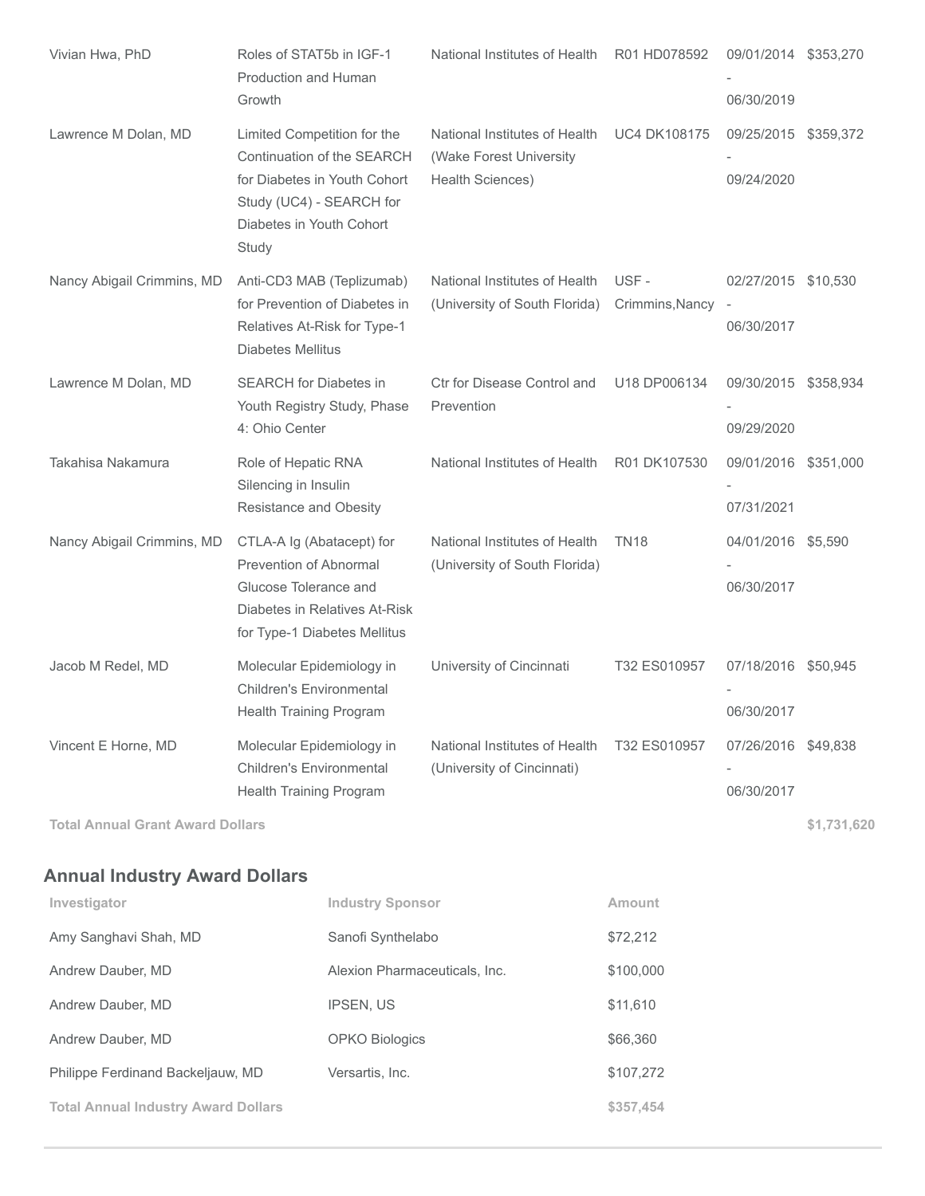| | | | | | |
|---|---|---|---|---|---|
| Vivian Hwa, PhD | Roles of STAT5b in IGF-1 Production and Human Growth | National Institutes of Health | R01 HD078592 | 09/01/2014 - 06/30/2019 | $353,270 |
| Lawrence M Dolan, MD | Limited Competition for the Continuation of the SEARCH for Diabetes in Youth Cohort Study (UC4) - SEARCH for Diabetes in Youth Cohort Study | National Institutes of Health (Wake Forest University Health Sciences) | UC4 DK108175 | 09/25/2015 - 09/24/2020 | $359,372 |
| Nancy Abigail Crimmins, MD | Anti-CD3 MAB (Teplizumab) for Prevention of Diabetes in Relatives At-Risk for Type-1 Diabetes Mellitus | National Institutes of Health (University of South Florida) | USF - Crimmins,Nancy | 02/27/2015 - 06/30/2017 | $10,530 |
| Lawrence M Dolan, MD | SEARCH for Diabetes in Youth Registry Study, Phase 4: Ohio Center | Ctr for Disease Control and Prevention | U18 DP006134 | 09/30/2015 - 09/29/2020 | $358,934 |
| Takahisa Nakamura | Role of Hepatic RNA Silencing in Insulin Resistance and Obesity | National Institutes of Health | R01 DK107530 | 09/01/2016 - 07/31/2021 | $351,000 |
| Nancy Abigail Crimmins, MD | CTLA-A Ig (Abatacept) for Prevention of Abnormal Glucose Tolerance and Diabetes in Relatives At-Risk for Type-1 Diabetes Mellitus | National Institutes of Health (University of South Florida) | TN18 | 04/01/2016 - 06/30/2017 | $5,590 |
| Jacob M Redel, MD | Molecular Epidemiology in Children's Environmental Health Training Program | University of Cincinnati | T32 ES010957 | 07/18/2016 - 06/30/2017 | $50,945 |
| Vincent E Horne, MD | Molecular Epidemiology in Children's Environmental Health Training Program | National Institutes of Health (University of Cincinnati) | T32 ES010957 | 07/26/2016 - 06/30/2017 | $49,838 |
| **Total Annual Grant Award Dollars** | | | | | **$1,731,620** |

## Annual Industry Award Dollars

| Investigator | Industry Sponsor | Amount |
|---|---|---|
| Amy Sanghavi Shah, MD | Sanofi Synthelabo | $72,212 |
| Andrew Dauber, MD | Alexion Pharmaceuticals, Inc. | $100,000 |
| Andrew Dauber, MD | IPSEN, US | $11,610 |
| Andrew Dauber, MD | OPKO Biologics | $66,360 |
| Philippe Ferdinand Backeljauw, MD | Versartis, Inc. | $107,272 |
| **Total Annual Industry Award Dollars** | | **$357,454** |